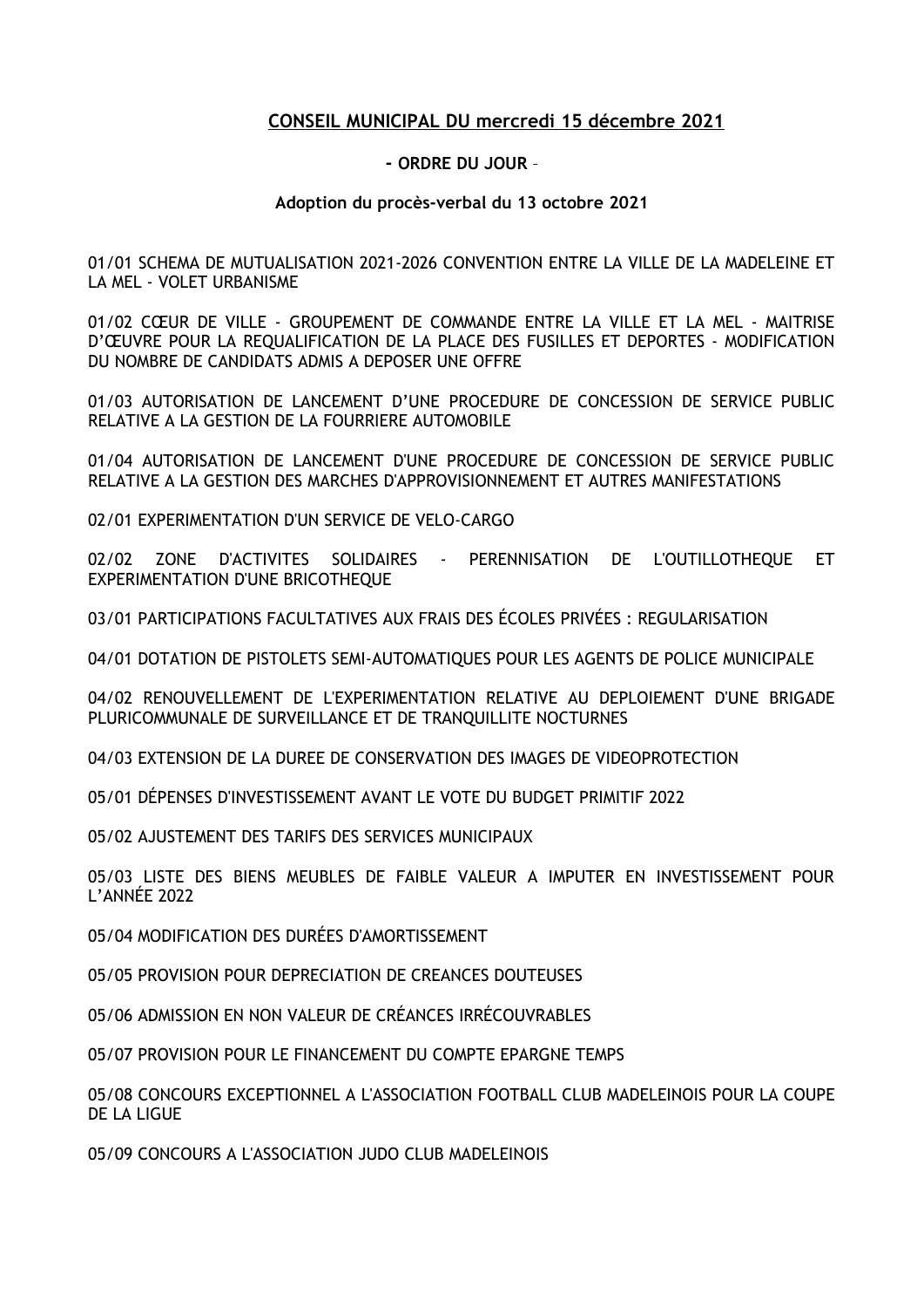# CONSEIL MUNICIPAL DU mercredi 15 décembre 2021

**- ORDRE DU JOUR -**

**Adoption du procès-verbal du 13 octobre 2021**

01/01 SCHEMA DE MUTUALISATION 2021-2026 CONVENTION ENTRE LA VILLE DE LA MADELEINE ET LA MEL - VOLET URBANISME

01/02 CŒUR DE VILLE - GROUPEMENT DE COMMANDE ENTRE LA VILLE ET LA MEL - MAITRISE D'ŒUVRE POUR LA REQUALIFICATION DE LA PLACE DES FUSILLES ET DEPORTES - MODIFICATION DU NOMBRE DE CANDIDATS ADMIS A DEPOSER UNE OFFRE

01/03 AUTORISATION DE LANCEMENT D'UNE PROCEDURE DE CONCESSION DE SERVICE PUBLIC RELATIVE A LA GESTION DE LA FOURRIERE AUTOMOBILE

01/04 AUTORISATION DE LANCEMENT D'UNE PROCEDURE DE CONCESSION DE SERVICE PUBLIC RELATIVE A LA GESTION DES MARCHES D'APPROVISIONNEMENT ET AUTRES MANIFESTATIONS

02/01 EXPERIMENTATION D'UN SERVICE DE VELO-CARGO

02/02 ZONE D'ACTIVITES SOLIDAIRES - PERENNISATION DE L'OUTILLOTHEQUE ET EXPERIMENTATION D'UNE BRICOTHEQUE

03/01 PARTICIPATIONS FACULTATIVES AUX FRAIS DES ÉCOLES PRIVÉES : REGULARISATION

04/01 DOTATION DE PISTOLETS SEMI-AUTOMATIQUES POUR LES AGENTS DE POLICE MUNICIPALE

04/02 RENOUVELLEMENT DE L'EXPERIMENTATION RELATIVE AU DEPLOIEMENT D'UNE BRIGADE PLURICOMMUNALE DE SURVEILLANCE ET DE TRANQUILLITE NOCTURNES

04/03 EXTENSION DE LA DUREE DE CONSERVATION DES IMAGES DE VIDEOPROTECTION

05/01 DÉPENSES D'INVESTISSEMENT AVANT LE VOTE DU BUDGET PRIMITIF 2022

05/02 AJUSTEMENT DES TARIFS DES SERVICES MUNICIPAUX

05/03 LISTE DES BIENS MEUBLES DE FAIBLE VALEUR A IMPUTER EN INVESTISSEMENT POUR L'ANNÉE 2022

05/04 MODIFICATION DES DURÉES D'AMORTISSEMENT

05/05 PROVISION POUR DEPRECIATION DE CREANCES DOUTEUSES

05/06 ADMISSION EN NON VALEUR DE CRÉANCES IRRÉCOUVRABLES

05/07 PROVISION POUR LE FINANCEMENT DU COMPTE EPARGNE TEMPS

05/08 CONCOURS EXCEPTIONNEL A L'ASSOCIATION FOOTBALL CLUB MADELEINOIS POUR LA COUPE DE LA LIGUE

05/09 CONCOURS A L'ASSOCIATION JUDO CLUB MADELEINOIS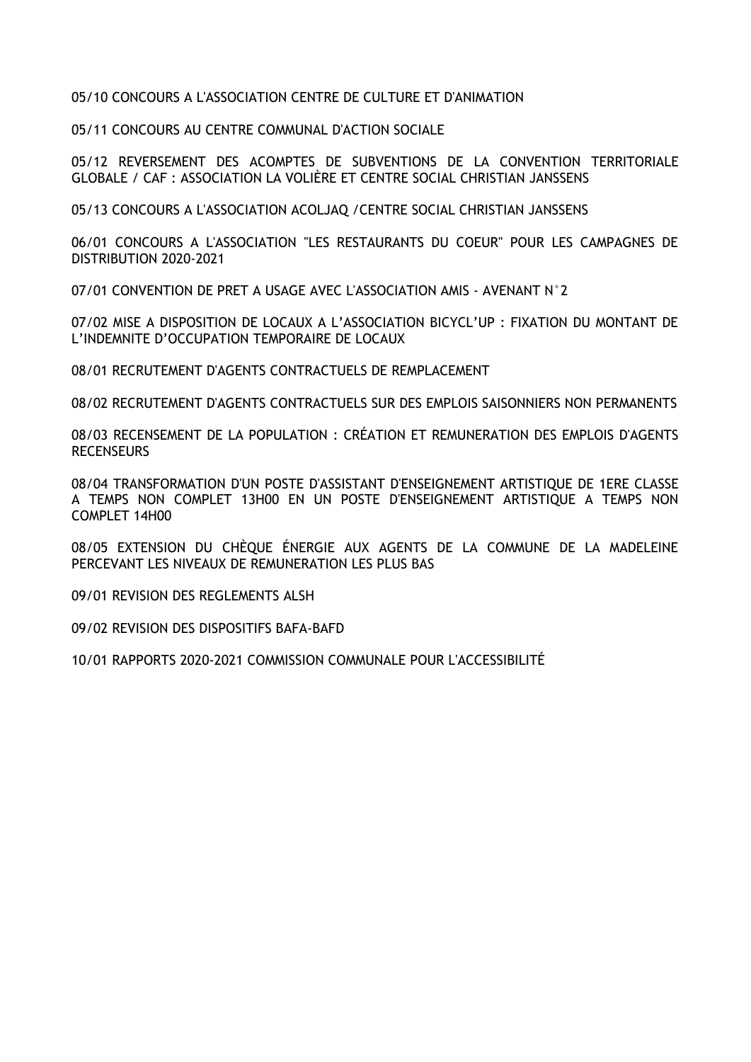05/10 CONCOURS A L'ASSOCIATION CENTRE DE CULTURE ET D'ANIMATION

05/11 CONCOURS AU CENTRE COMMUNAL D'ACTION SOCIALE

05/12 REVERSEMENT DES ACOMPTES DE SUBVENTIONS DE LA CONVENTION TERRITORIALE GLOBALE / CAF : ASSOCIATION LA VOLIÈRE ET CENTRE SOCIAL CHRISTIAN JANSSENS

05/13 CONCOURS A L'ASSOCIATION ACOLJAQ /CENTRE SOCIAL CHRISTIAN JANSSENS

06/01 CONCOURS A L'ASSOCIATION "LES RESTAURANTS DU COEUR" POUR LES CAMPAGNES DE DISTRIBUTION 2020-2021

07/01 CONVENTION DE PRET A USAGE AVEC L'ASSOCIATION AMIS - AVENANT N°2

07/02 MISE A DISPOSITION DE LOCAUX A L'ASSOCIATION BICYCL'UP : FIXATION DU MONTANT DE L'INDEMNITE D'OCCUPATION TEMPORAIRE DE LOCAUX

08/01 RECRUTEMENT D'AGENTS CONTRACTUELS DE REMPLACEMENT

08/02 RECRUTEMENT D'AGENTS CONTRACTUELS SUR DES EMPLOIS SAISONNIERS NON PERMANENTS

08/03 RECENSEMENT DE LA POPULATION : CRÉATION ET REMUNERATION DES EMPLOIS D'AGENTS RECENSEURS

08/04 TRANSFORMATION D'UN POSTE D'ASSISTANT D'ENSEIGNEMENT ARTISTIQUE DE 1ERE CLASSE A TEMPS NON COMPLET 13H00 EN UN POSTE D'ENSEIGNEMENT ARTISTIQUE A TEMPS NON COMPLET 14H00

08/05 EXTENSION DU CHÈQUE ÉNERGIE AUX AGENTS DE LA COMMUNE DE LA MADELEINE PERCEVANT LES NIVEAUX DE REMUNERATION LES PLUS BAS

09/01 REVISION DES REGLEMENTS ALSH

09/02 REVISION DES DISPOSITIFS BAFA-BAFD

10/01 RAPPORTS 2020-2021 COMMISSION COMMUNALE POUR L'ACCESSIBILITÉ